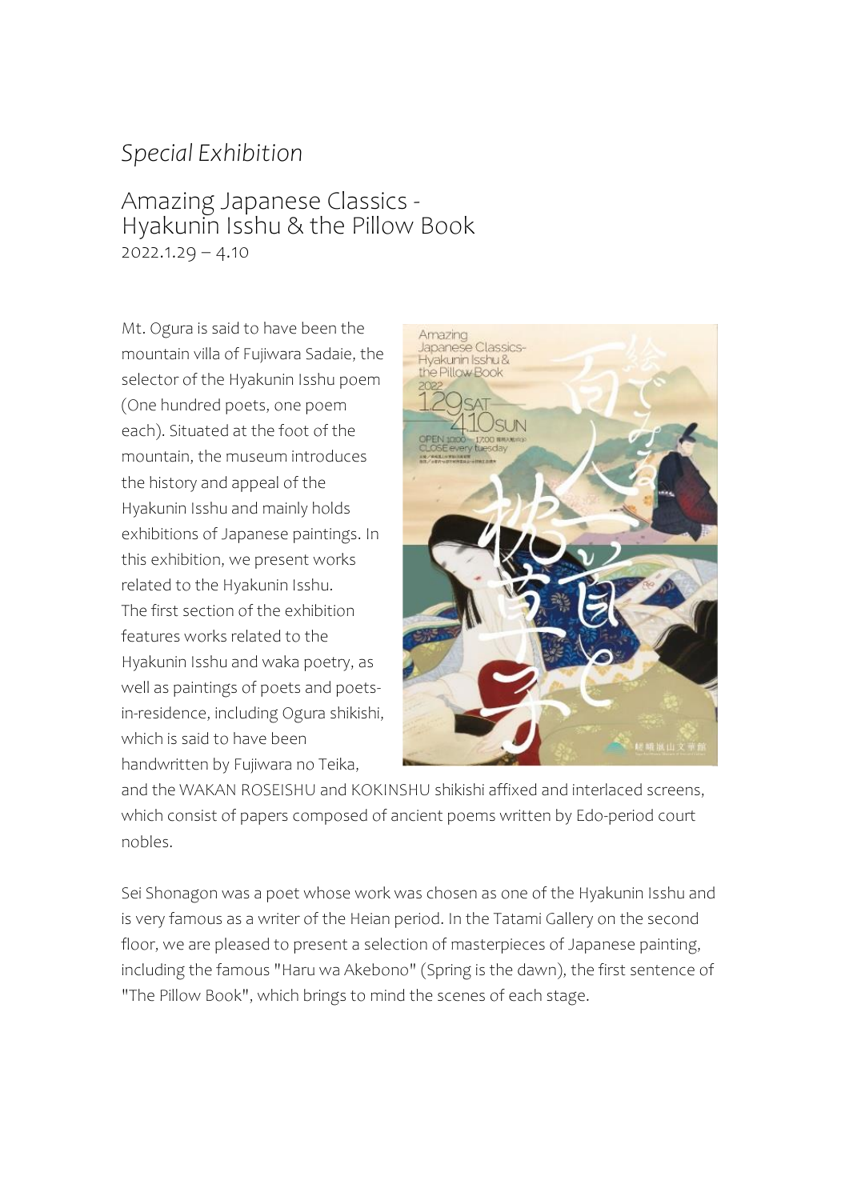*Special Exhibition*

# Amazing Japanese Classics - Hyakunin Isshu & the Pillow Book

2022.1.29 – 4.10

Mt. Ogura is said to have been the mountain villa of Fujiwara Sadaie, the selector of the Hyakunin Isshu poem (One hundred poets, one poem each). Situated at the foot of the mountain, the museum introduces the history and appeal of the Hyakunin Isshu and mainly holds exhibitions of Japanese paintings. In this exhibition, we present works related to the Hyakunin Isshu. The first section of the exhibition features works related to the Hyakunin Isshu and waka poetry, as well as paintings of poets and poets-in-residence, including Ogura shikishi, which is said to have been handwritten by Fujiwara no Teika, and the WAKAN ROSEISHU and KOKINSHU shikishi affixed and interlaced screens, which consist of papers composed of ancient poems written by Edo-period court nobles.

Sei Shonagon was a poet whose work was chosen as one of the Hyakunin Isshu and is very famous as a writer of the Heian period. In the Tatami Gallery on the second floor, we are pleased to present a selection of masterpieces of Japanese painting, including the famous "Haru wa Akebono" (Spring is the dawn), the first sentence of "The Pillow Book", which brings to mind the scenes of each stage.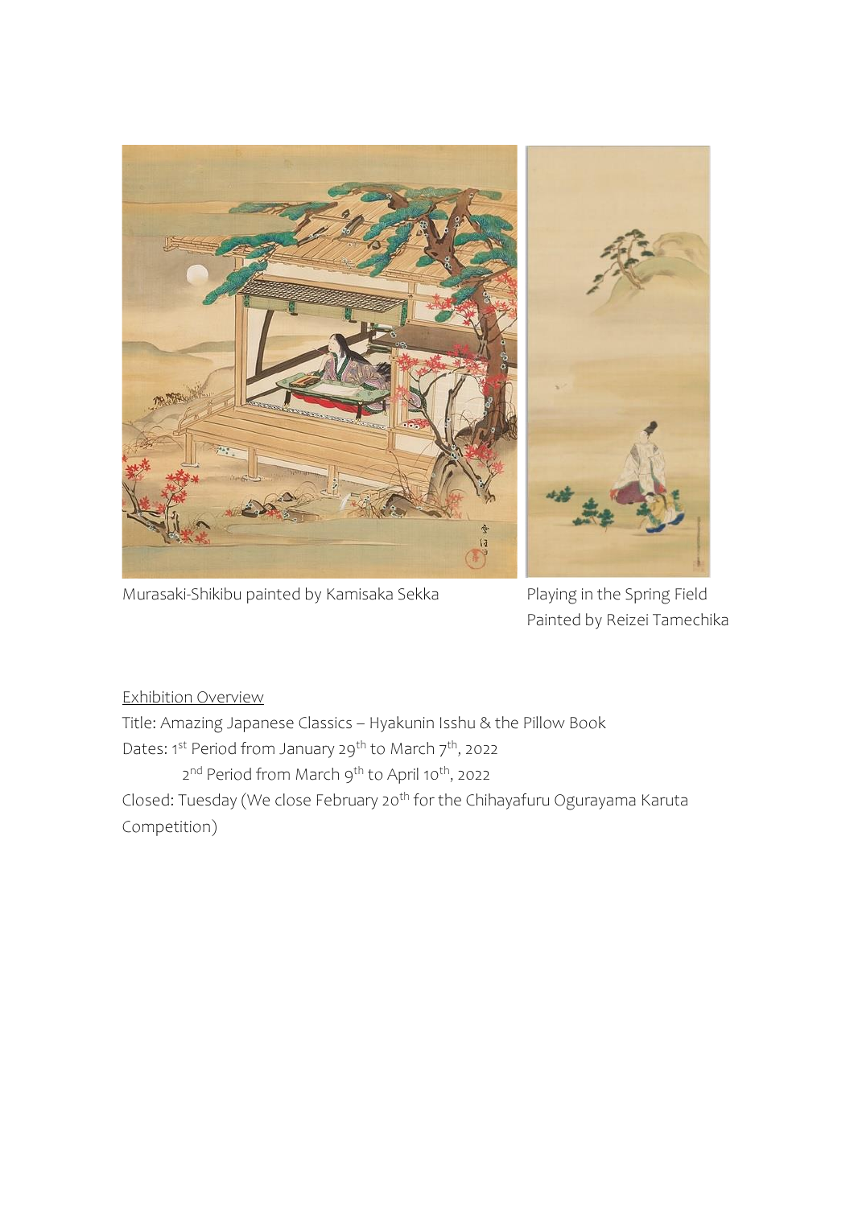Murasaki-Shikibu painted by Kamisaka Sekka

Playing in the Spring Field
Painted by Reizei Tamechika

<u>Exhibition Overview</u>

Title: Amazing Japanese Classics – Hyakunin Isshu & the Pillow Book

Dates: 1st Period from January 29th to March 7th, 2022

2nd Period from March 9th to April 10th, 2022

Closed: Tuesday (We close February 20th for the Chihayafuru Ogurayama Karuta Competition)